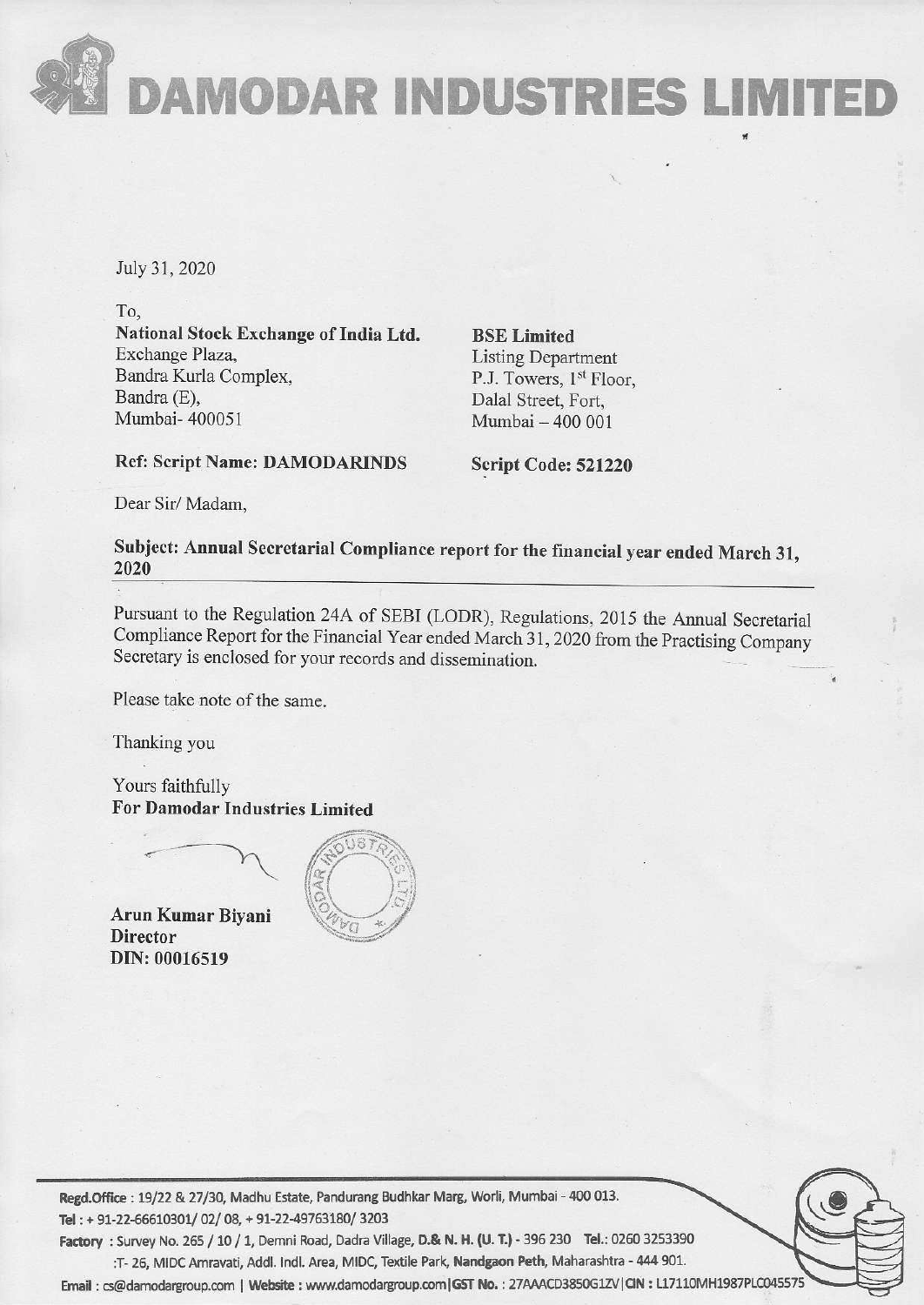# DAMODAR INDUSTRIES LIMITED

July 31, 2020

To,

**National Stock Exchange of India Ltd.**
Exchange Plaza,
Bandra Kurla Complex,
Bandra (E),
Mumbai- 400051

**BSE Limited**
Listing Department
P.J. Towers, 1st Floor,
Dalal Street, Fort,
Mumbai – 400 001

**Ref: Script Name: DAMODARINDS** **Script Code: 521220**

Dear Sir/ Madam,

**Subject: Annual Secretarial Compliance report for the financial year ended March 31, 2020**

Pursuant to the Regulation 24A of SEBI (LODR), Regulations, 2015 the Annual Secretarial Compliance Report for the Financial Year ended March 31, 2020 from the Practising Company Secretary is enclosed for your records and dissemination.

Please take note of the same.

Thanking you

Yours faithfully
**For Damodar Industries Limited**

**Arun Kumar Biyani**
**Director**
**DIN: 00016519**

Regd.Office : 19/22 & 27/30, Madhu Estate, Pandurang Budhkar Marg, Worli, Mumbai - 400 013.
Tel : + 91-22-66610301/ 02/ 08, + 91-22-49763180/ 3203
Factory : Survey No. 265 / 10 / 1, Demni Road, Dadra Village, D.& N. H. (U. T.) - 396 230 Tel.: 0260 3253390
:T- 26, MIDC Amravati, Addl. Indl. Area, MIDC, Textile Park, Nandgaon Peth, Maharashtra - 444 901.
Email : cs@damodargroup.com | Website : www.damodargroup.com | GST No. : 27AAACD3850G1ZV | CIN : L17110MH1987PLC045575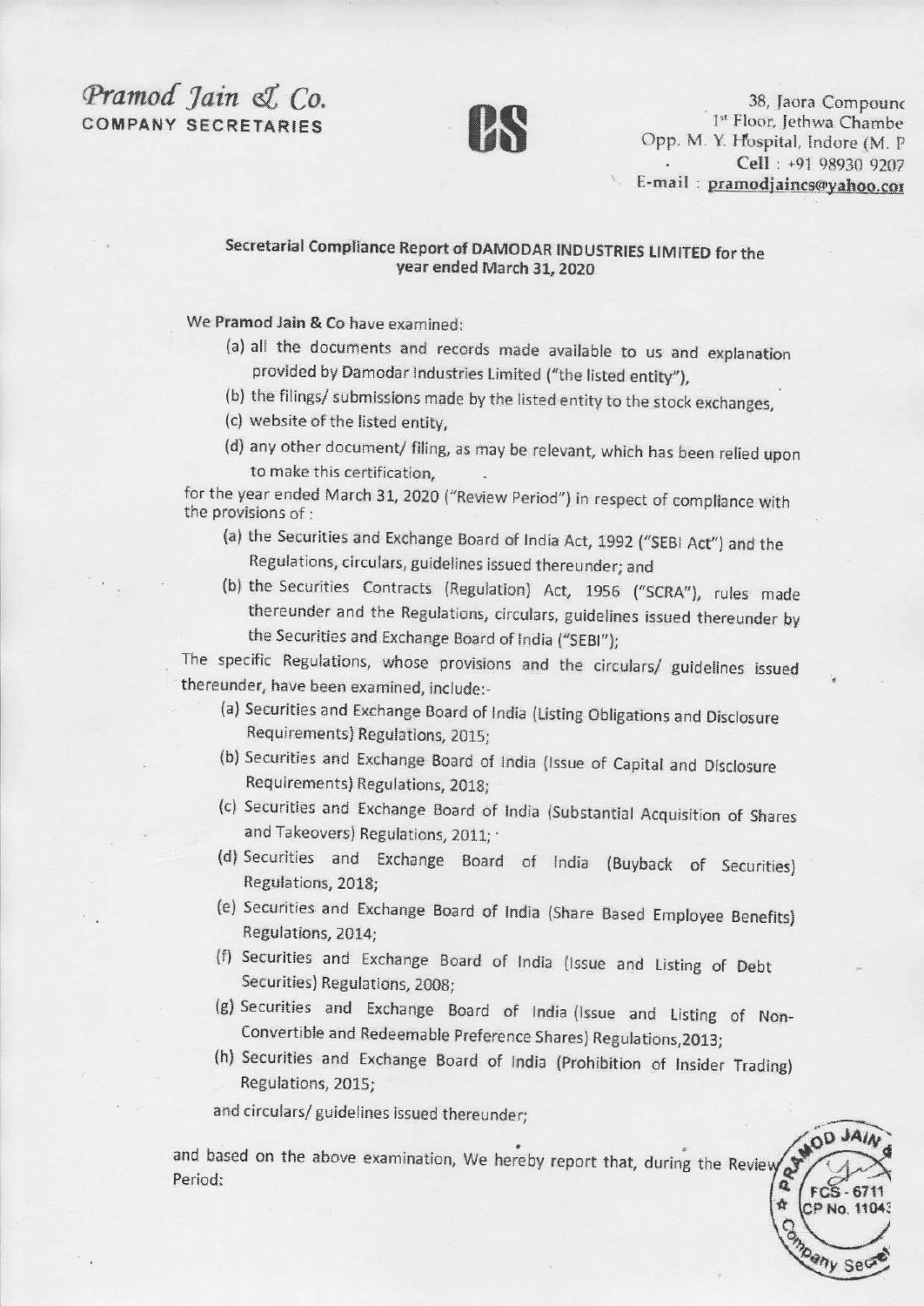Pramod Jain & Co.
COMPANY SECRETARIES

38, Jaora Compound
1st Floor, Jethwa Chambe
Opp. M. Y. Hospital, Indore (M. P
Cell : +91 98930 9207
E-mail : pramodjaincs@yahoo.co

## Secretarial Compliance Report of DAMODAR INDUSTRIES LIMITED for the year ended March 31, 2020

We Pramod Jain & Co have examined:

(a) all the documents and records made available to us and explanation provided by Damodar Industries Limited ("the listed entity"),

(b) the filings/ submissions made by the listed entity to the stock exchanges,

(c) website of the listed entity,

(d) any other document/ filing, as may be relevant, which has been relied upon to make this certification,

for the year ended March 31, 2020 ("Review Period") in respect of compliance with the provisions of :

(a) the Securities and Exchange Board of India Act, 1992 ("SEBI Act") and the Regulations, circulars, guidelines issued thereunder; and

(b) the Securities Contracts (Regulation) Act, 1956 ("SCRA"), rules made thereunder and the Regulations, circulars, guidelines issued thereunder by the Securities and Exchange Board of India ("SEBI");

The specific Regulations, whose provisions and the circulars/ guidelines issued thereunder, have been examined, include:-

(a) Securities and Exchange Board of India (Listing Obligations and Disclosure Requirements) Regulations, 2015;

(b) Securities and Exchange Board of India (Issue of Capital and Disclosure Requirements) Regulations, 2018;

(c) Securities and Exchange Board of India (Substantial Acquisition of Shares and Takeovers) Regulations, 2011;

(d) Securities and Exchange Board of India (Buyback of Securities) Regulations, 2018;

(e) Securities and Exchange Board of India (Share Based Employee Benefits) Regulations, 2014;

(f) Securities and Exchange Board of India (Issue and Listing of Debt Securities) Regulations, 2008;

(g) Securities and Exchange Board of India (Issue and Listing of Non-Convertible and Redeemable Preference Shares) Regulations,2013;

(h) Securities and Exchange Board of India (Prohibition of Insider Trading) Regulations, 2015;

and circulars/ guidelines issued thereunder;

and based on the above examination, We hereby report that, during the Review Period: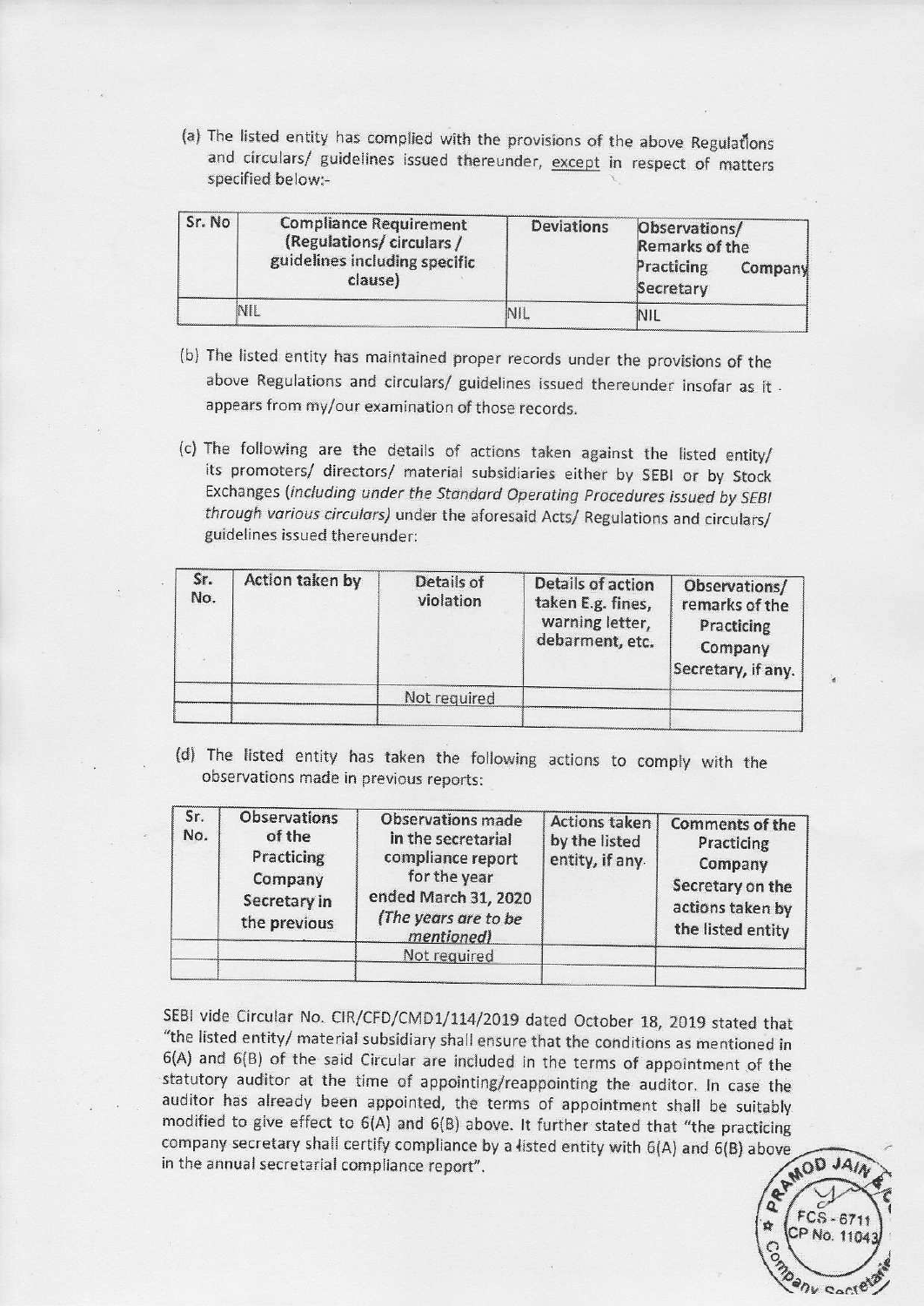(a) The listed entity has complied with the provisions of the above Regulations and circulars/ guidelines issued thereunder, except in respect of matters specified below:-

| Sr. No | Compliance Requirement (Regulations/ circulars / guidelines including specific clause) | Deviations | Observations/ Remarks of the Practicing Company Secretary |
|---|---|---|---|
| | NIL | NIL | NIL |

(b) The listed entity has maintained proper records under the provisions of the above Regulations and circulars/ guidelines issued thereunder insofar as it appears from my/our examination of those records.

(c) The following are the details of actions taken against the listed entity/ its promoters/ directors/ material subsidiaries either by SEBI or by Stock Exchanges (*including under the Standard Operating Procedures issued by SEBI through various circulars*) under the aforesaid Acts/ Regulations and circulars/ guidelines issued thereunder:

| Sr. No. | Action taken by | Details of violation | Details of action taken E.g. fines, warning letter, debarment, etc. | Observations/ remarks of the Practicing Company Secretary, if any. |
|---|---|---|---|---|
| | | Not required | | |
| | | | | |

(d) The listed entity has taken the following actions to comply with the observations made in previous reports:

| Sr. No. | Observations of the Practicing Company Secretary in the previous | Observations made in the secretarial compliance report for the year ended March 31, 2020 *(The years are to be mentioned)* | Actions taken by the listed entity, if any. | Comments of the Practicing Company Secretary on the actions taken by the listed entity |
|---|---|---|---|---|
| | | Not required | | |
| | | | | |

SEBI vide Circular No. CIR/CFD/CMD1/114/2019 dated October 18, 2019 stated that "the listed entity/ material subsidiary shall ensure that the conditions as mentioned in 6(A) and 6(B) of the said Circular are included in the terms of appointment of the statutory auditor at the time of appointing/reappointing the auditor. In case the auditor has already been appointed, the terms of appointment shall be suitably modified to give effect to 6(A) and 6(B) above. It further stated that "the practicing company secretary shall certify compliance by a listed entity with 6(A) and 6(B) above in the annual secretarial compliance report".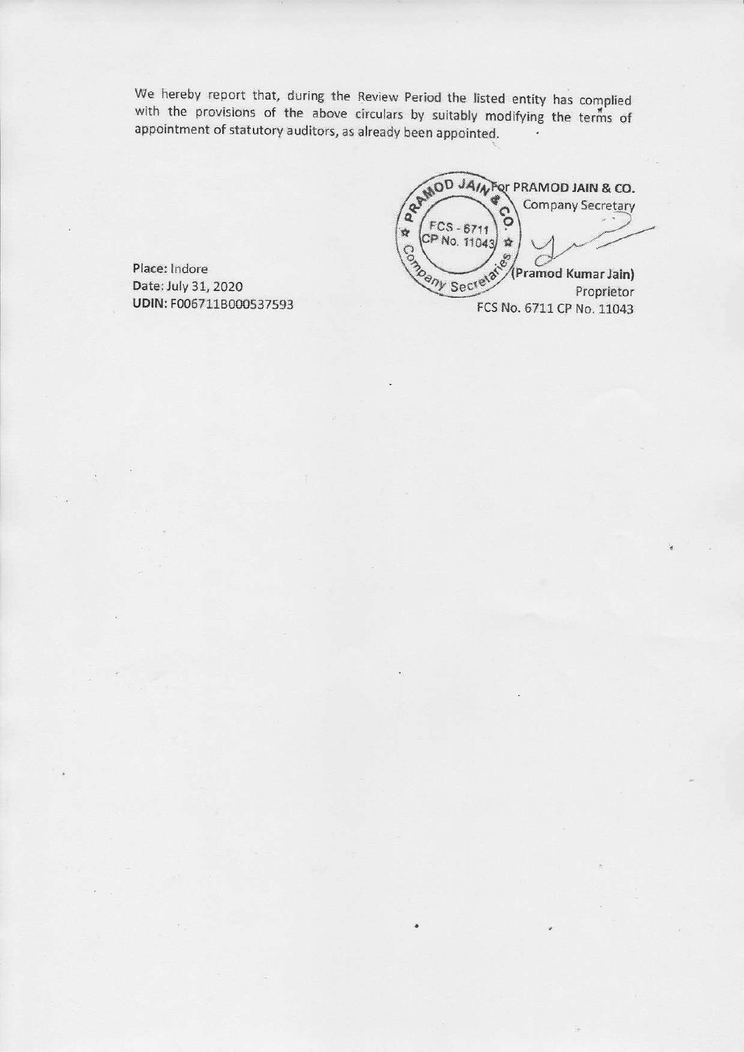We hereby report that, during the Review Period the listed entity has complied with the provisions of the above circulars by suitably modifying the terms of appointment of statutory auditors, as already been appointed.

For PRAMOD JAIN & CO.
Company Secretary

(Pramod Kumar Jain)
Proprietor
FCS No. 6711 CP No. 11043

Place: Indore
Date: July 31, 2020
**UDIN:** F006711B000537593